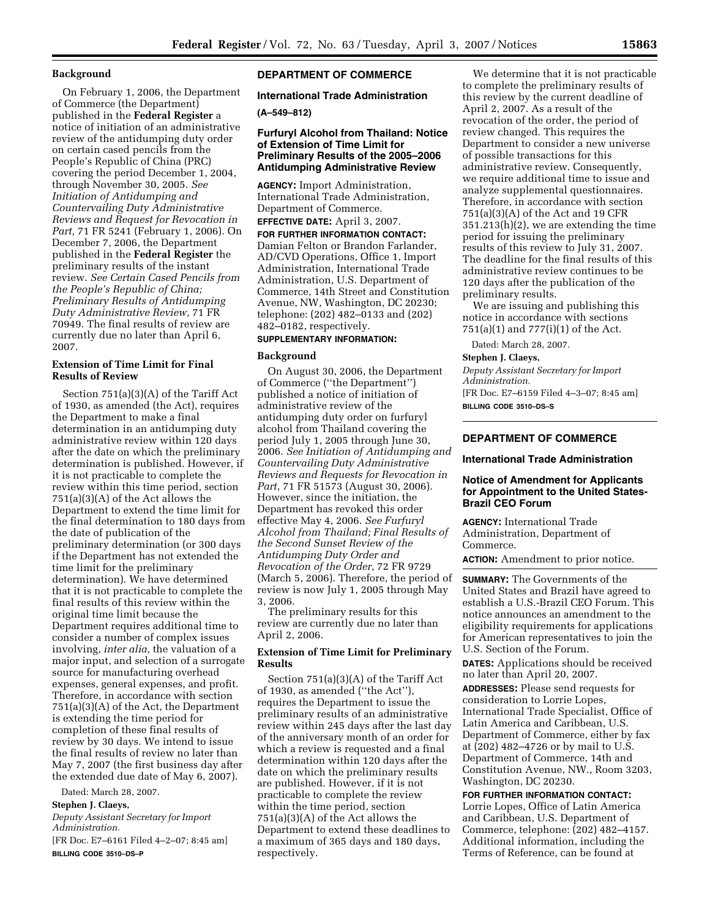## Background

On February 1, 2006, the Department of Commerce (the Department) published in the **Federal Register** a notice of initiation of an administrative review of the antidumping duty order on certain cased pencils from the People's Republic of China (PRC) covering the period December 1, 2004, through November 30, 2005. *See Initiation of Antidumping and Countervailing Duty Administrative Reviews and Request for Revocation in Part,* 71 FR 5241 (February 1, 2006). On December 7, 2006, the Department published in the **Federal Register** the preliminary results of the instant review. *See Certain Cased Pencils from the People's Republic of China; Preliminary Results of Antidumping Duty Administrative Review,* 71 FR 70949. The final results of review are currently due no later than April 6, 2007.

## Extension of Time Limit for Final Results of Review

Section 751(a)(3)(A) of the Tariff Act of 1930, as amended (the Act), requires the Department to make a final determination in an antidumping duty administrative review within 120 days after the date on which the preliminary determination is published. However, if it is not practicable to complete the review within this time period, section 751(a)(3)(A) of the Act allows the Department to extend the time limit for the final determination to 180 days from the date of publication of the preliminary determination (or 300 days if the Department has not extended the time limit for the preliminary determination). We have determined that it is not practicable to complete the final results of this review within the original time limit because the Department requires additional time to consider a number of complex issues involving, *inter alia,* the valuation of a major input, and selection of a surrogate source for manufacturing overhead expenses, general expenses, and profit. Therefore, in accordance with section 751(a)(3)(A) of the Act, the Department is extending the time period for completion of these final results of review by 30 days. We intend to issue the final results of review no later than May 7, 2007 (the first business day after the extended due date of May 6, 2007).

Dated: March 28, 2007.

**Stephen J. Claeys,**

*Deputy Assistant Secretary for Import Administration.*

[FR Doc. E7–6161 Filed 4–2–07; 8:45 am]

**BILLING CODE 3510–DS–P**

---

## DEPARTMENT OF COMMERCE

### International Trade Administration

**(A–549–812)**

### Furfuryl Alcohol from Thailand: Notice of Extension of Time Limit for Preliminary Results of the 2005–2006 Antidumping Administrative Review

**AGENCY:** Import Administration, International Trade Administration, Department of Commerce.

**EFFECTIVE DATE:** April 3, 2007.

**FOR FURTHER INFORMATION CONTACT:** Damian Felton or Brandon Farlander, AD/CVD Operations, Office 1, Import Administration, International Trade Administration, U.S. Department of Commerce, 14th Street and Constitution Avenue, NW, Washington, DC 20230; telephone: (202) 482–0133 and (202) 482–0182, respectively.

**SUPPLEMENTARY INFORMATION:**

## Background

On August 30, 2006, the Department of Commerce (''the Department'') published a notice of initiation of administrative review of the antidumping duty order on furfuryl alcohol from Thailand covering the period July 1, 2005 through June 30, 2006. *See Initiation of Antidumping and Countervailing Duty Administrative Reviews and Requests for Revocation in Part*, 71 FR 51573 (August 30, 2006). However, since the initiation, the Department has revoked this order effective May 4, 2006. *See Furfuryl Alcohol from Thailand; Final Results of the Second Sunset Review of the Antidumping Duty Order and Revocation of the Order*, 72 FR 9729 (March 5, 2006). Therefore, the period of review is now July 1, 2005 through May 3, 2006.

The preliminary results for this review are currently due no later than April 2, 2006.

## Extension of Time Limit for Preliminary Results

Section 751(a)(3)(A) of the Tariff Act of 1930, as amended (''the Act''), requires the Department to issue the preliminary results of an administrative review within 245 days after the last day of the anniversary month of an order for which a review is requested and a final determination within 120 days after the date on which the preliminary results are published. However, if it is not practicable to complete the review within the time period, section 751(a)(3)(A) of the Act allows the Department to extend these deadlines to a maximum of 365 days and 180 days, respectively.

We determine that it is not practicable to complete the preliminary results of this review by the current deadline of April 2, 2007. As a result of the revocation of the order, the period of review changed. This requires the Department to consider a new universe of possible transactions for this administrative review. Consequently, we require additional time to issue and analyze supplemental questionnaires. Therefore, in accordance with section 751(a)(3)(A) of the Act and 19 CFR 351.213(h)(2), we are extending the time period for issuing the preliminary results of this review to July 31, 2007. The deadline for the final results of this administrative review continues to be 120 days after the publication of the preliminary results.

We are issuing and publishing this notice in accordance with sections 751(a)(1) and 777(i)(1) of the Act.

Dated: March 28, 2007.

**Stephen J. Claeys,**

*Deputy Assistant Secretary for Import Administration.*

[FR Doc. E7–6159 Filed 4–3–07; 8:45 am]

**BILLING CODE 3510–DS–S**

---

## DEPARTMENT OF COMMERCE

### International Trade Administration

### Notice of Amendment for Applicants for Appointment to the United States-Brazil CEO Forum

**AGENCY:** International Trade Administration, Department of Commerce.

**ACTION:** Amendment to prior notice.

**SUMMARY:** The Governments of the United States and Brazil have agreed to establish a U.S.-Brazil CEO Forum. This notice announces an amendment to the eligibility requirements for applications for American representatives to join the U.S. Section of the Forum.

**DATES:** Applications should be received no later than April 20, 2007.

**ADDRESSES:** Please send requests for consideration to Lorrie Lopes, International Trade Specialist, Office of Latin America and Caribbean, U.S. Department of Commerce, either by fax at (202) 482–4726 or by mail to U.S. Department of Commerce, 14th and Constitution Avenue, NW., Room 3203, Washington, DC 20230.

**FOR FURTHER INFORMATION CONTACT:** Lorrie Lopes, Office of Latin America and Caribbean, U.S. Department of Commerce, telephone: (202) 482–4157. Additional information, including the Terms of Reference, can be found at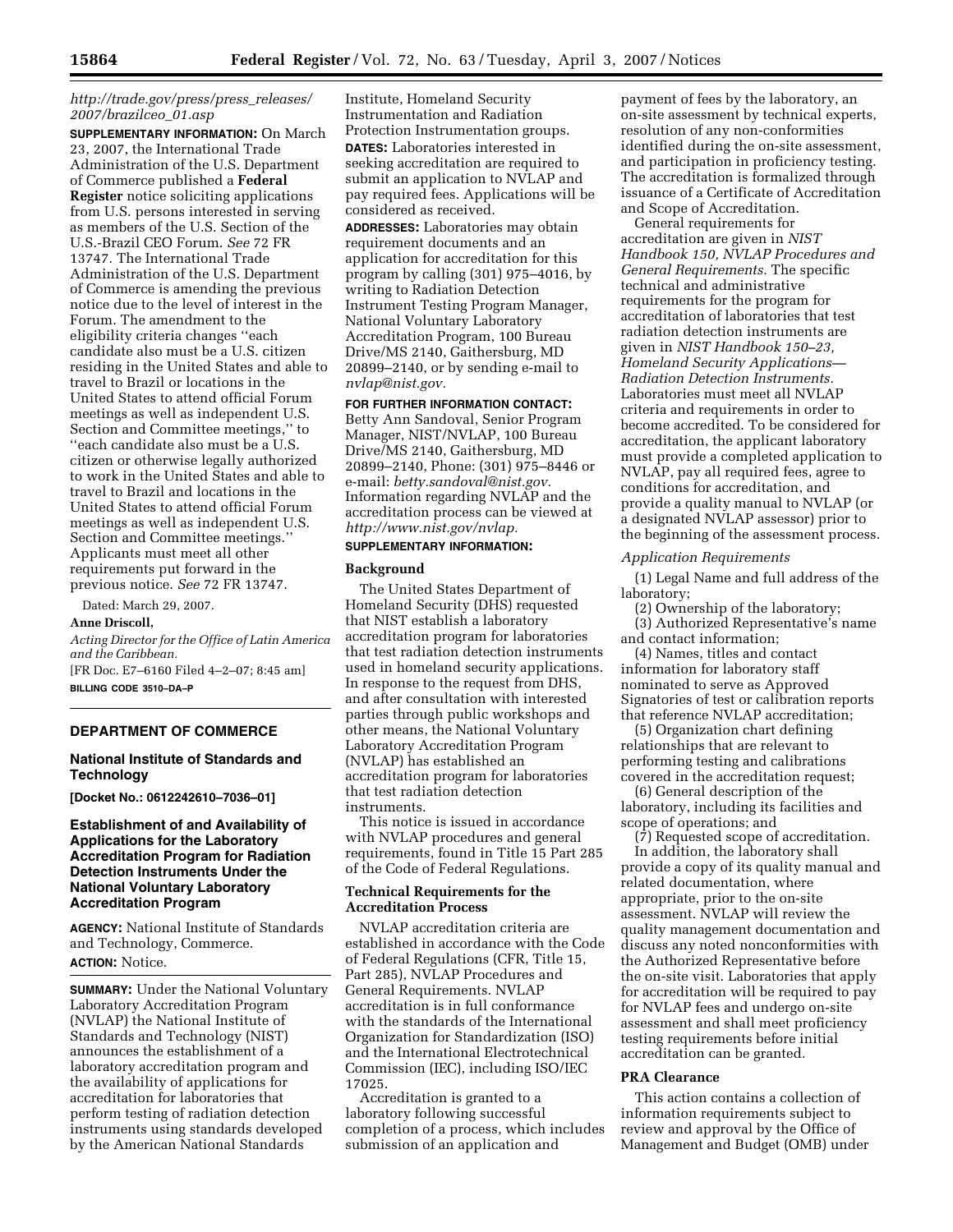*http://trade.gov/press/press_releases/2007/brazilceo_01.asp*

**SUPPLEMENTARY INFORMATION:** On March 23, 2007, the International Trade Administration of the U.S. Department of Commerce published a **Federal Register** notice soliciting applications from U.S. persons interested in serving as members of the U.S. Section of the U.S.-Brazil CEO Forum. *See* 72 FR 13747. The International Trade Administration of the U.S. Department of Commerce is amending the previous notice due to the level of interest in the Forum. The amendment to the eligibility criteria changes ''each candidate also must be a U.S. citizen residing in the United States and able to travel to Brazil or locations in the United States to attend official Forum meetings as well as independent U.S. Section and Committee meetings,'' to ''each candidate also must be a U.S. citizen or otherwise legally authorized to work in the United States and able to travel to Brazil and locations in the United States to attend official Forum meetings as well as independent U.S. Section and Committee meetings.'' Applicants must meet all other requirements put forward in the previous notice. *See* 72 FR 13747.

Dated: March 29, 2007.

**Anne Driscoll,**

*Acting Director for the Office of Latin America and the Caribbean.*

[FR Doc. E7–6160 Filed 4–2–07; 8:45 am]

**BILLING CODE 3510–DA–P**

## DEPARTMENT OF COMMERCE

### National Institute of Standards and Technology

**[Docket No.: 0612242610–7036–01]**

### Establishment of and Availability of Applications for the Laboratory Accreditation Program for Radiation Detection Instruments Under the National Voluntary Laboratory Accreditation Program

**AGENCY:** National Institute of Standards and Technology, Commerce.

**ACTION:** Notice.

**SUMMARY:** Under the National Voluntary Laboratory Accreditation Program (NVLAP) the National Institute of Standards and Technology (NIST) announces the establishment of a laboratory accreditation program and the availability of applications for accreditation for laboratories that perform testing of radiation detection instruments using standards developed by the American National Standards Institute, Homeland Security Instrumentation and Radiation Protection Instrumentation groups.

**DATES:** Laboratories interested in seeking accreditation are required to submit an application to NVLAP and pay required fees. Applications will be considered as received.

**ADDRESSES:** Laboratories may obtain requirement documents and an application for accreditation for this program by calling (301) 975–4016, by writing to Radiation Detection Instrument Testing Program Manager, National Voluntary Laboratory Accreditation Program, 100 Bureau Drive/MS 2140, Gaithersburg, MD 20899–2140, or by sending e-mail to *nvlap@nist.gov.*

**FOR FURTHER INFORMATION CONTACT:** Betty Ann Sandoval, Senior Program Manager, NIST/NVLAP, 100 Bureau Drive/MS 2140, Gaithersburg, MD 20899–2140, Phone: (301) 975–8446 or e-mail: *betty.sandoval@nist.gov.* Information regarding NVLAP and the accreditation process can be viewed at *http://www.nist.gov/nvlap.*

**SUPPLEMENTARY INFORMATION:**

#### Background

The United States Department of Homeland Security (DHS) requested that NIST establish a laboratory accreditation program for laboratories that test radiation detection instruments used in homeland security applications. In response to the request from DHS, and after consultation with interested parties through public workshops and other means, the National Voluntary Laboratory Accreditation Program (NVLAP) has established an accreditation program for laboratories that test radiation detection instruments.

This notice is issued in accordance with NVLAP procedures and general requirements, found in Title 15 Part 285 of the Code of Federal Regulations.

#### Technical Requirements for the Accreditation Process

NVLAP accreditation criteria are established in accordance with the Code of Federal Regulations (CFR, Title 15, Part 285), NVLAP Procedures and General Requirements. NVLAP accreditation is in full conformance with the standards of the International Organization for Standardization (ISO) and the International Electrotechnical Commission (IEC), including ISO/IEC 17025.

Accreditation is granted to a laboratory following successful completion of a process, which includes submission of an application and payment of fees by the laboratory, an on-site assessment by technical experts, resolution of any non-conformities identified during the on-site assessment, and participation in proficiency testing. The accreditation is formalized through issuance of a Certificate of Accreditation and Scope of Accreditation.

General requirements for accreditation are given in *NIST Handbook 150, NVLAP Procedures and General Requirements.* The specific technical and administrative requirements for the program for accreditation of laboratories that test radiation detection instruments are given in *NIST Handbook 150–23, Homeland Security Applications—Radiation Detection Instruments.* Laboratories must meet all NVLAP criteria and requirements in order to become accredited. To be considered for accreditation, the applicant laboratory must provide a completed application to NVLAP, pay all required fees, agree to conditions for accreditation, and provide a quality manual to NVLAP (or a designated NVLAP assessor) prior to the beginning of the assessment process.

*Application Requirements*

(1) Legal Name and full address of the laboratory;

(2) Ownership of the laboratory;

(3) Authorized Representative's name and contact information;

(4) Names, titles and contact information for laboratory staff nominated to serve as Approved Signatories of test or calibration reports that reference NVLAP accreditation;

(5) Organization chart defining relationships that are relevant to performing testing and calibrations covered in the accreditation request;

(6) General description of the laboratory, including its facilities and scope of operations; and

(7) Requested scope of accreditation.

In addition, the laboratory shall provide a copy of its quality manual and related documentation, where appropriate, prior to the on-site assessment. NVLAP will review the quality management documentation and discuss any noted nonconformities with the Authorized Representative before the on-site visit. Laboratories that apply for accreditation will be required to pay for NVLAP fees and undergo on-site assessment and shall meet proficiency testing requirements before initial accreditation can be granted.

#### PRA Clearance

This action contains a collection of information requirements subject to review and approval by the Office of Management and Budget (OMB) under